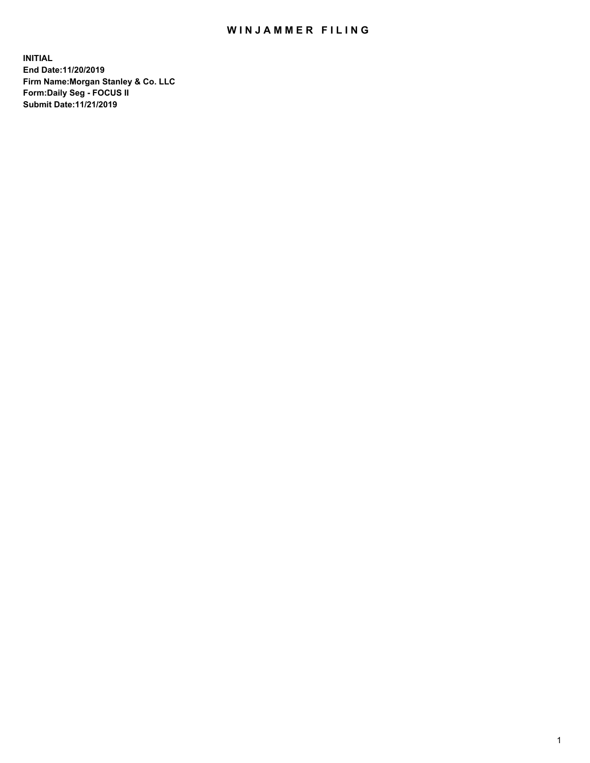# WINJAMMER FILING

**INITIAL**
**End Date:11/20/2019**
**Firm Name:Morgan Stanley & Co. LLC**
**Form:Daily Seg - FOCUS II**
**Submit Date:11/21/2019**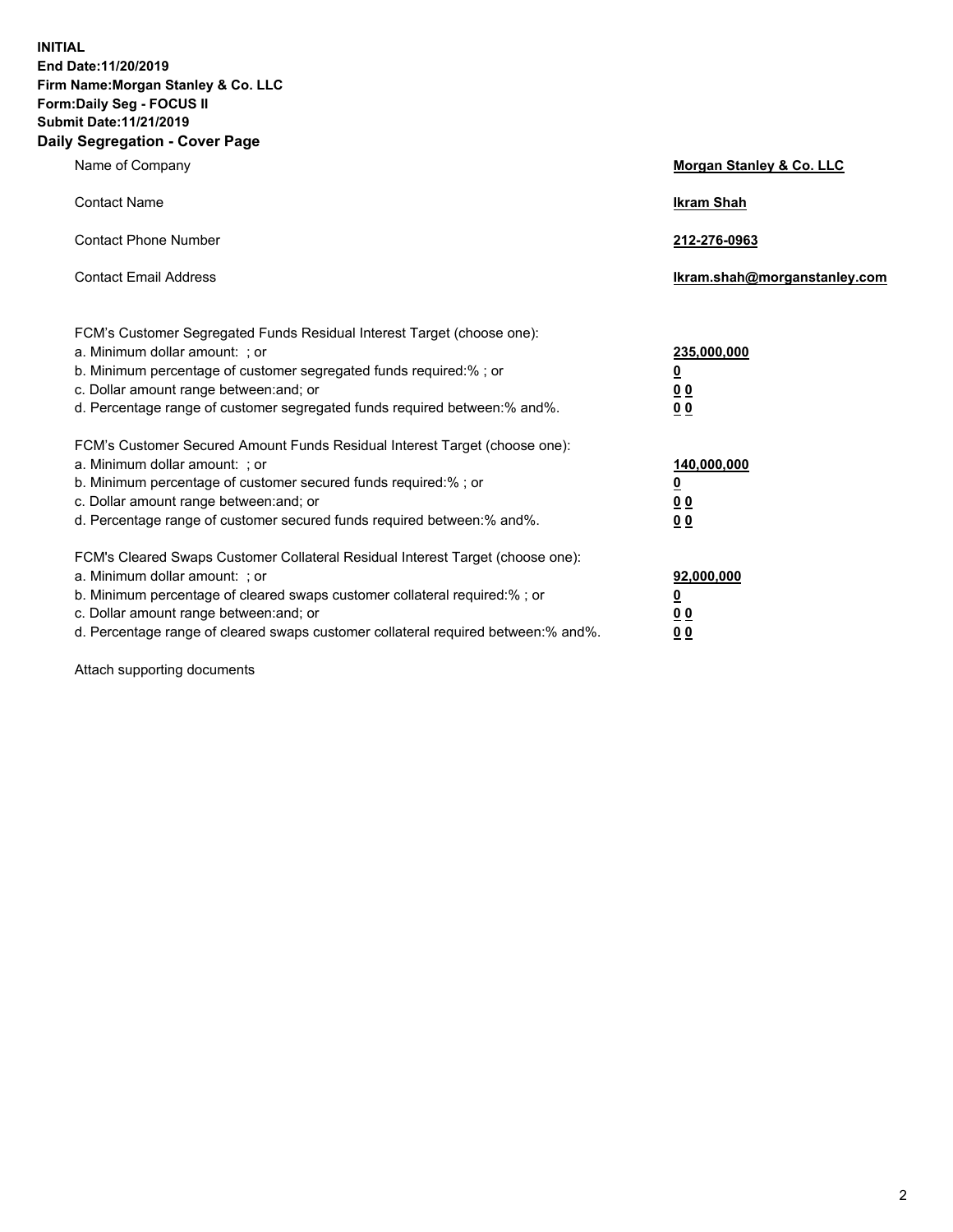**INITIAL**
**End Date:11/20/2019**
**Firm Name:Morgan Stanley & Co. LLC**
**Form:Daily Seg - FOCUS II**
**Submit Date:11/21/2019**
**Daily Segregation - Cover Page**

| | |
|---|---|
| Name of Company | **Morgan Stanley & Co. LLC** |
| Contact Name | **Ikram Shah** |
| Contact Phone Number | **212-276-0963** |
| Contact Email Address | **Ikram.shah@morganstanley.com** |

| | |
|---|---|
| FCM's Customer Segregated Funds Residual Interest Target (choose one): | |
| a. Minimum dollar amount: ; or | **235,000,000** |
| b. Minimum percentage of customer segregated funds required:% ; or | **0** |
| c. Dollar amount range between:and; or | **0 0** |
| d. Percentage range of customer segregated funds required between:% and%. | **0 0** |
| FCM's Customer Secured Amount Funds Residual Interest Target (choose one): | |
| a. Minimum dollar amount: ; or | **140,000,000** |
| b. Minimum percentage of customer secured funds required:% ; or | **0** |
| c. Dollar amount range between:and; or | **0 0** |
| d. Percentage range of customer secured funds required between:% and%. | **0 0** |
| FCM's Cleared Swaps Customer Collateral Residual Interest Target (choose one): | |
| a. Minimum dollar amount: ; or | **92,000,000** |
| b. Minimum percentage of cleared swaps customer collateral required:% ; or | **0** |
| c. Dollar amount range between:and; or | **0 0** |
| d. Percentage range of cleared swaps customer collateral required between:% and%. | **0 0** |

Attach supporting documents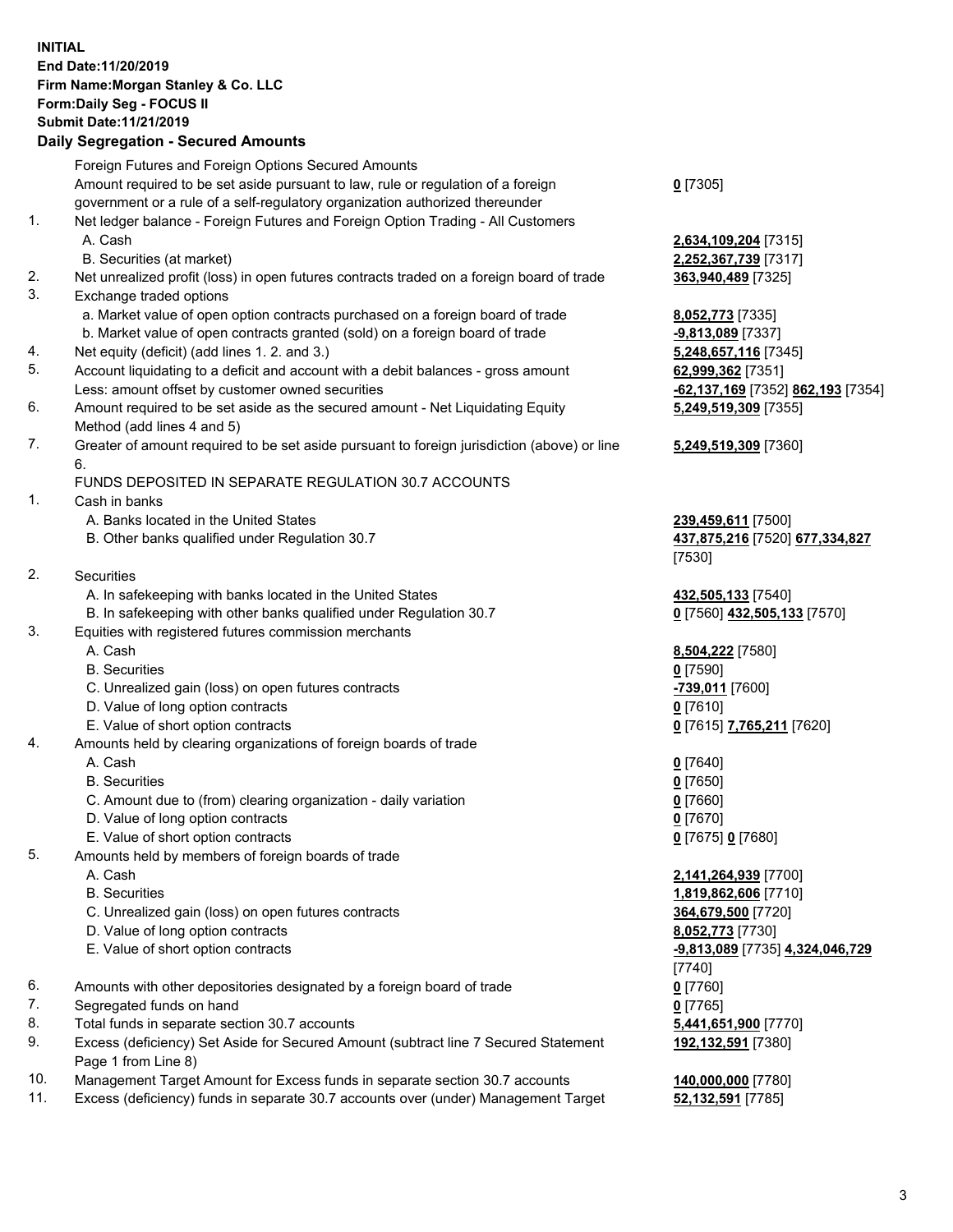**INITIAL**
**End Date:11/20/2019**
**Firm Name:Morgan Stanley & Co. LLC**
**Form:Daily Seg - FOCUS II**
**Submit Date:11/21/2019**

## Daily Segregation - Secured Amounts

| | | |
|---|---|---|
| | Foreign Futures and Foreign Options Secured Amounts | |
| | Amount required to be set aside pursuant to law, rule or regulation of a foreign government or a rule of a self-regulatory organization authorized thereunder | **0** [7305] |
| 1. | Net ledger balance - Foreign Futures and Foreign Option Trading - All Customers | |
| | A. Cash | **2,634,109,204** [7315] |
| | B. Securities (at market) | **2,252,367,739** [7317] |
| 2. | Net unrealized profit (loss) in open futures contracts traded on a foreign board of trade | **363,940,489** [7325] |
| 3. | Exchange traded options | |
| | a. Market value of open option contracts purchased on a foreign board of trade | **8,052,773** [7335] |
| | b. Market value of open contracts granted (sold) on a foreign board of trade | **-9,813,089** [7337] |
| 4. | Net equity (deficit) (add lines 1. 2. and 3.) | **5,248,657,116** [7345] |
| 5. | Account liquidating to a deficit and account with a debit balances - gross amount | **62,999,362** [7351] |
| | Less: amount offset by customer owned securities | **-62,137,169** [7352] **862,193** [7354] |
| 6. | Amount required to be set aside as the secured amount - Net Liquidating Equity Method (add lines 4 and 5) | **5,249,519,309** [7355] |
| 7. | Greater of amount required to be set aside pursuant to foreign jurisdiction (above) or line 6. | **5,249,519,309** [7360] |
| | FUNDS DEPOSITED IN SEPARATE REGULATION 30.7 ACCOUNTS | |
| 1. | Cash in banks | |
| | A. Banks located in the United States | **239,459,611** [7500] |
| | B. Other banks qualified under Regulation 30.7 | **437,875,216** [7520] **677,334,827** [7530] |
| 2. | Securities | |
| | A. In safekeeping with banks located in the United States | **432,505,133** [7540] |
| | B. In safekeeping with other banks qualified under Regulation 30.7 | **0** [7560] **432,505,133** [7570] |
| 3. | Equities with registered futures commission merchants | |
| | A. Cash | **8,504,222** [7580] |
| | B. Securities | **0** [7590] |
| | C. Unrealized gain (loss) on open futures contracts | **-739,011** [7600] |
| | D. Value of long option contracts | **0** [7610] |
| | E. Value of short option contracts | **0** [7615] **7,765,211** [7620] |
| 4. | Amounts held by clearing organizations of foreign boards of trade | |
| | A. Cash | **0** [7640] |
| | B. Securities | **0** [7650] |
| | C. Amount due to (from) clearing organization - daily variation | **0** [7660] |
| | D. Value of long option contracts | **0** [7670] |
| | E. Value of short option contracts | **0** [7675] **0** [7680] |
| 5. | Amounts held by members of foreign boards of trade | |
| | A. Cash | **2,141,264,939** [7700] |
| | B. Securities | **1,819,862,606** [7710] |
| | C. Unrealized gain (loss) on open futures contracts | **364,679,500** [7720] |
| | D. Value of long option contracts | **8,052,773** [7730] |
| | E. Value of short option contracts | **-9,813,089** [7735] **4,324,046,729** [7740] |
| 6. | Amounts with other depositories designated by a foreign board of trade | **0** [7760] |
| 7. | Segregated funds on hand | **0** [7765] |
| 8. | Total funds in separate section 30.7 accounts | **5,441,651,900** [7770] |
| 9. | Excess (deficiency) Set Aside for Secured Amount (subtract line 7 Secured Statement Page 1 from Line 8) | **192,132,591** [7380] |
| 10. | Management Target Amount for Excess funds in separate section 30.7 accounts | **140,000,000** [7780] |
| 11. | Excess (deficiency) funds in separate 30.7 accounts over (under) Management Target | **52,132,591** [7785] |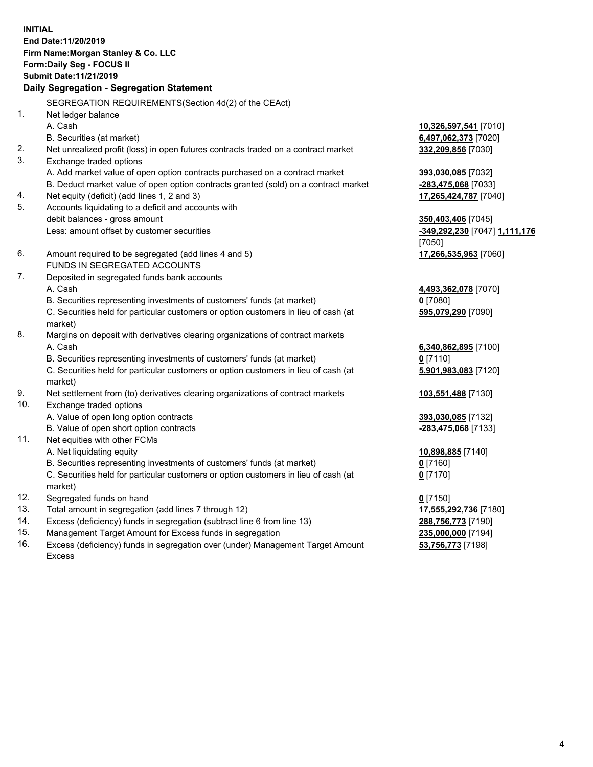**INITIAL**
**End Date:11/20/2019**
**Firm Name:Morgan Stanley & Co. LLC**
**Form:Daily Seg - FOCUS II**
**Submit Date:11/21/2019**

**Daily Segregation - Segregation Statement**

SEGREGATION REQUIREMENTS(Section 4d(2) of the CEAct)

| | | |
|---|---|---|
| 1. | Net ledger balance | |
| | A. Cash | **10,326,597,541** [7010] |
| | B. Securities (at market) | **6,497,062,373** [7020] |
| 2. | Net unrealized profit (loss) in open futures contracts traded on a contract market | **332,209,856** [7030] |
| 3. | Exchange traded options | |
| | A. Add market value of open option contracts purchased on a contract market | **393,030,085** [7032] |
| | B. Deduct market value of open option contracts granted (sold) on a contract market | **-283,475,068** [7033] |
| 4. | Net equity (deficit) (add lines 1, 2 and 3) | **17,265,424,787** [7040] |
| 5. | Accounts liquidating to a deficit and accounts with debit balances - gross amount | **350,403,406** [7045] |
| | Less: amount offset by customer securities | **-349,292,230** [7047] **1,111,176** [7050] |
| 6. | Amount required to be segregated (add lines 4 and 5) | **17,266,535,963** [7060] |
| | FUNDS IN SEGREGATED ACCOUNTS | |
| 7. | Deposited in segregated funds bank accounts | |
| | A. Cash | **4,493,362,078** [7070] |
| | B. Securities representing investments of customers' funds (at market) | **0** [7080] |
| | C. Securities held for particular customers or option customers in lieu of cash (at market) | **595,079,290** [7090] |
| 8. | Margins on deposit with derivatives clearing organizations of contract markets | |
| | A. Cash | **6,340,862,895** [7100] |
| | B. Securities representing investments of customers' funds (at market) | **0** [7110] |
| | C. Securities held for particular customers or option customers in lieu of cash (at market) | **5,901,983,083** [7120] |
| 9. | Net settlement from (to) derivatives clearing organizations of contract markets | **103,551,488** [7130] |
| 10. | Exchange traded options | |
| | A. Value of open long option contracts | **393,030,085** [7132] |
| | B. Value of open short option contracts | **-283,475,068** [7133] |
| 11. | Net equities with other FCMs | |
| | A. Net liquidating equity | **10,898,885** [7140] |
| | B. Securities representing investments of customers' funds (at market) | **0** [7160] |
| | C. Securities held for particular customers or option customers in lieu of cash (at market) | **0** [7170] |
| 12. | Segregated funds on hand | **0** [7150] |
| 13. | Total amount in segregation (add lines 7 through 12) | **17,555,292,736** [7180] |
| 14. | Excess (deficiency) funds in segregation (subtract line 6 from line 13) | **288,756,773** [7190] |
| 15. | Management Target Amount for Excess funds in segregation | **235,000,000** [7194] |
| 16. | Excess (deficiency) funds in segregation over (under) Management Target Amount Excess | **53,756,773** [7198] |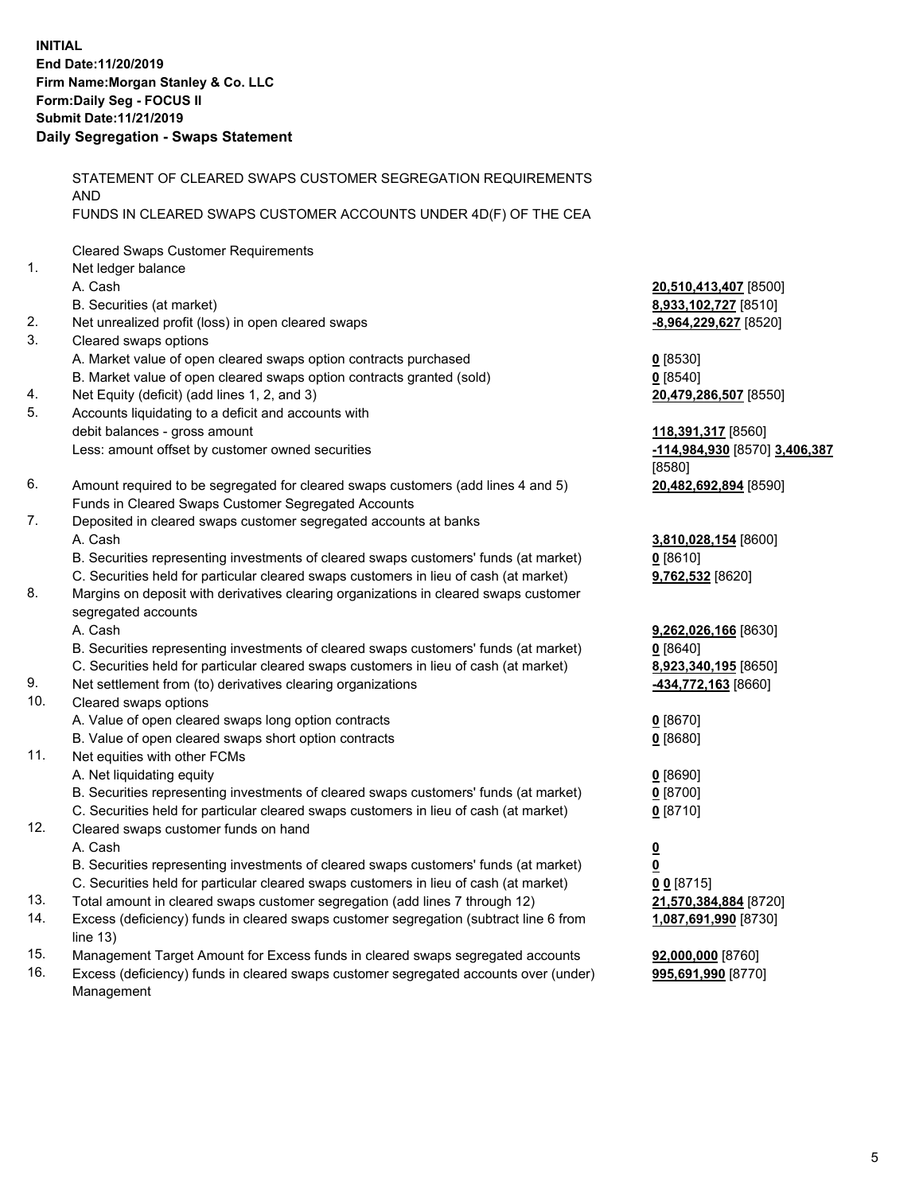**INITIAL**
**End Date:11/20/2019**
**Firm Name:Morgan Stanley & Co. LLC**
**Form:Daily Seg - FOCUS II**
**Submit Date:11/21/2019**
**Daily Segregation - Swaps Statement**

STATEMENT OF CLEARED SWAPS CUSTOMER SEGREGATION REQUIREMENTS AND FUNDS IN CLEARED SWAPS CUSTOMER ACCOUNTS UNDER 4D(F) OF THE CEA

| | | |
|---|---|---|
| | Cleared Swaps Customer Requirements | |
| 1. | Net ledger balance | |
| | A. Cash | **20,510,413,407** [8500] |
| | B. Securities (at market) | **8,933,102,727** [8510] |
| 2. | Net unrealized profit (loss) in open cleared swaps | **-8,964,229,627** [8520] |
| 3. | Cleared swaps options | |
| | A. Market value of open cleared swaps option contracts purchased | **0** [8530] |
| | B. Market value of open cleared swaps option contracts granted (sold) | **0** [8540] |
| 4. | Net Equity (deficit) (add lines 1, 2, and 3) | **20,479,286,507** [8550] |
| 5. | Accounts liquidating to a deficit and accounts with debit balances - gross amount | **118,391,317** [8560] |
| | Less: amount offset by customer owned securities | **-114,984,930** [8570] **3,406,387** [8580] |
| 6. | Amount required to be segregated for cleared swaps customers (add lines 4 and 5) | **20,482,692,894** [8590] |
| | Funds in Cleared Swaps Customer Segregated Accounts | |
| 7. | Deposited in cleared swaps customer segregated accounts at banks | |
| | A. Cash | **3,810,028,154** [8600] |
| | B. Securities representing investments of cleared swaps customers' funds (at market) | **0** [8610] |
| | C. Securities held for particular cleared swaps customers in lieu of cash (at market) | **9,762,532** [8620] |
| 8. | Margins on deposit with derivatives clearing organizations in cleared swaps customer segregated accounts | |
| | A. Cash | **9,262,026,166** [8630] |
| | B. Securities representing investments of cleared swaps customers' funds (at market) | **0** [8640] |
| | C. Securities held for particular cleared swaps customers in lieu of cash (at market) | **8,923,340,195** [8650] |
| 9. | Net settlement from (to) derivatives clearing organizations | **-434,772,163** [8660] |
| 10. | Cleared swaps options | |
| | A. Value of open cleared swaps long option contracts | **0** [8670] |
| | B. Value of open cleared swaps short option contracts | **0** [8680] |
| 11. | Net equities with other FCMs | |
| | A. Net liquidating equity | **0** [8690] |
| | B. Securities representing investments of cleared swaps customers' funds (at market) | **0** [8700] |
| | C. Securities held for particular cleared swaps customers in lieu of cash (at market) | **0** [8710] |
| 12. | Cleared swaps customer funds on hand | |
| | A. Cash | **0** |
| | B. Securities representing investments of cleared swaps customers' funds (at market) | **0** |
| | C. Securities held for particular cleared swaps customers in lieu of cash (at market) | **0** **0** [8715] |
| 13. | Total amount in cleared swaps customer segregation (add lines 7 through 12) | **21,570,384,884** [8720] |
| 14. | Excess (deficiency) funds in cleared swaps customer segregation (subtract line 6 from line 13) | **1,087,691,990** [8730] |
| 15. | Management Target Amount for Excess funds in cleared swaps segregated accounts | **92,000,000** [8760] |
| 16. | Excess (deficiency) funds in cleared swaps customer segregated accounts over (under) Management | **995,691,990** [8770] |